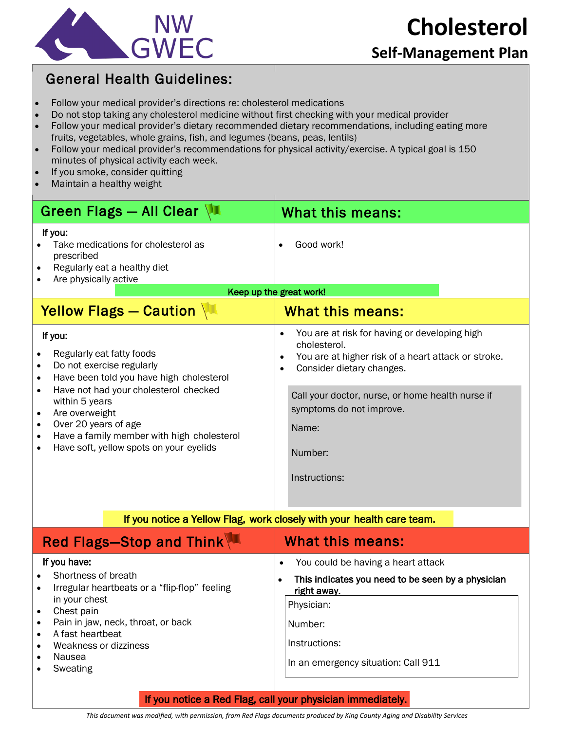NW GWEC

# Cholesterol

## Self-Management Plan

## General Health Guidelines:

- Follow your medical provider's directions re: cholesterol medications
- Do not stop taking any cholesterol medicine without first checking with your medical provider
- Follow your medical provider's dietary recommended dietary recommendations, including eating more fruits, vegetables, whole grains, fish, and legumes (beans, peas, lentils)
- Follow your medical provider's recommendations for physical activity/exercise. A typical goal is 150 minutes of physical activity each week.
- If you smoke, consider quitting
- Maintain a healthy weight

## Green Flags — All Clear

**If you:**

- Take medications for cholesterol as prescribed
- Regularly eat a healthy diet
- Are physically active

### What this means:

- Good work!

**Keep up the great work!**

## Yellow Flags — Caution

**If you:**

- Regularly eat fatty foods
- Do not exercise regularly
- Have been told you have high cholesterol
- Have not had your cholesterol checked within 5 years
- Are overweight
- Over 20 years of age
- Have a family member with high cholesterol
- Have soft, yellow spots on your eyelids

### What this means:

- You are at risk for having or developing high cholesterol.
- You are at higher risk of a heart attack or stroke.
- Consider dietary changes.

Call your doctor, nurse, or home health nurse if symptoms do not improve.

Name:

Number:

Instructions:

**If you notice a Yellow Flag, work closely with your health care team.**

## Red Flags—Stop and Think

**If you have:**

- Shortness of breath
- Irregular heartbeats or a "flip-flop" feeling in your chest
- Chest pain
- Pain in jaw, neck, throat, or back
- A fast heartbeat
- Weakness or dizziness
- Nausea
- Sweating

### What this means:

- You could be having a heart attack
- **This indicates you need to be seen by a physician right away.**

Physician:

Number:

Instructions:

In an emergency situation: Call 911

**If you notice a Red Flag, call your physician immediately.**

*This document was modified, with permission, from Red Flags documents produced by King County Aging and Disability Services*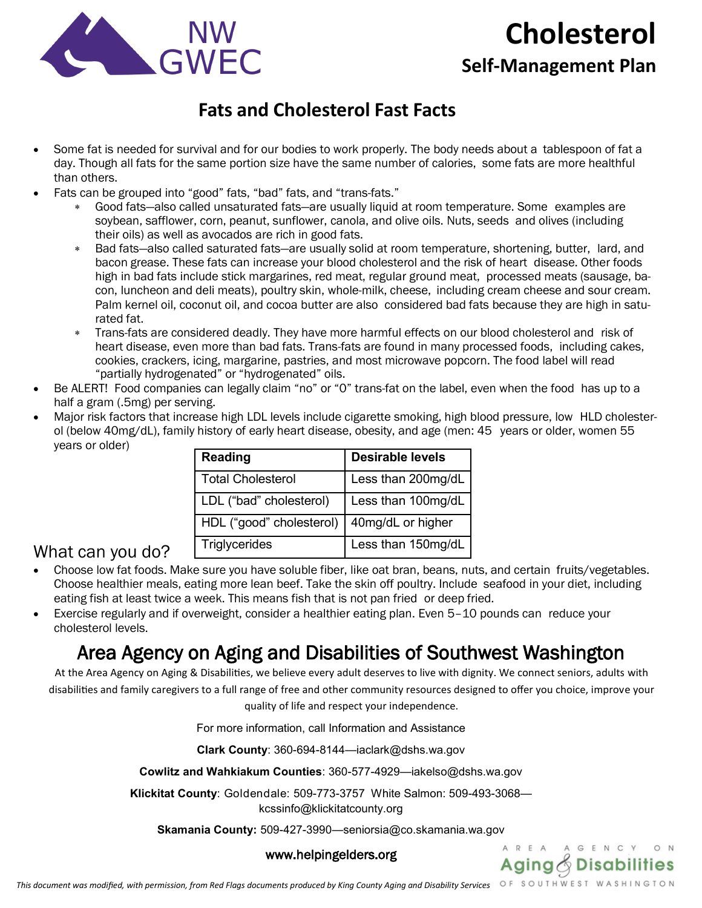NW GWEC

# Cholesterol

## Self-Management Plan

## Fats and Cholesterol Fast Facts

- Some fat is needed for survival and for our bodies to work properly. The body needs about a tablespoon of fat a day. Though all fats for the same portion size have the same number of calories, some fats are more healthful than others.
- Fats can be grouped into "good" fats, "bad" fats, and "trans-fats."
  - Good fats—also called unsaturated fats—are usually liquid at room temperature. Some examples are soybean, safflower, corn, peanut, sunflower, canola, and olive oils. Nuts, seeds and olives (including their oils) as well as avocados are rich in good fats.
  - Bad fats—also called saturated fats—are usually solid at room temperature, shortening, butter, lard, and bacon grease. These fats can increase your blood cholesterol and the risk of heart disease. Other foods high in bad fats include stick margarines, red meat, regular ground meat, processed meats (sausage, bacon, luncheon and deli meats), poultry skin, whole-milk, cheese, including cream cheese and sour cream. Palm kernel oil, coconut oil, and cocoa butter are also considered bad fats because they are high in saturated fat.
  - Trans-fats are considered deadly. They have more harmful effects on our blood cholesterol and risk of heart disease, even more than bad fats. Trans-fats are found in many processed foods, including cakes, cookies, crackers, icing, margarine, pastries, and most microwave popcorn. The food label will read "partially hydrogenated" or "hydrogenated" oils.
- Be ALERT! Food companies can legally claim "no" or "0" trans-fat on the label, even when the food has up to a half a gram (.5mg) per serving.
- Major risk factors that increase high LDL levels include cigarette smoking, high blood pressure, low HLD cholesterol (below 40mg/dL), family history of early heart disease, obesity, and age (men: 45 years or older, women 55 years or older)

| Reading | Desirable levels |
|---|---|
| Total Cholesterol | Less than 200mg/dL |
| LDL ("bad" cholesterol) | Less than 100mg/dL |
| HDL ("good" cholesterol) | 40mg/dL or higher |
| Triglycerides | Less than 150mg/dL |

### What can you do?

- Choose low fat foods. Make sure you have soluble fiber, like oat bran, beans, nuts, and certain fruits/vegetables. Choose healthier meals, eating more lean beef. Take the skin off poultry. Include seafood in your diet, including eating fish at least twice a week. This means fish that is not pan fried or deep fried.
- Exercise regularly and if overweight, consider a healthier eating plan. Even 5–10 pounds can reduce your cholesterol levels.

## Area Agency on Aging and Disabilities of Southwest Washington

At the Area Agency on Aging & Disabilities, we believe every adult deserves to live with dignity. We connect seniors, adults with disabilities and family caregivers to a full range of free and other community resources designed to offer you choice, improve your quality of life and respect your independence.

For more information, call Information and Assistance

**Clark County**: 360-694-8144—iaclark@dshs.wa.gov

**Cowlitz and Wahkiakum Counties**: 360-577-4929—iakelso@dshs.wa.gov

**Klickitat County**: Goldendale: 509-773-3757 White Salmon: 509-493-3068—kcssinfo@klickitatcounty.org

**Skamania County:** 509-427-3990—seniorsia@co.skamania.wa.gov

www.helpingelders.org

Area Agency on Aging & Disabilities of Southwest Washington

*This document was modified, with permission, from Red Flags documents produced by King County Aging and Disability Services*